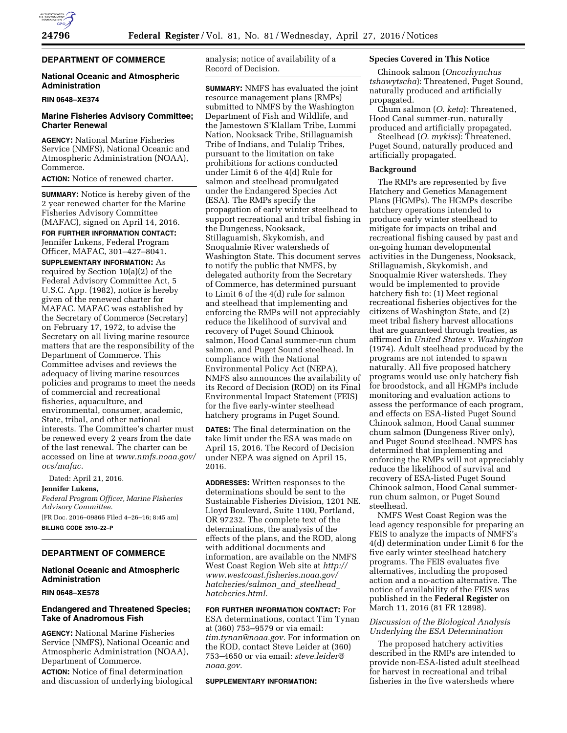## DEPARTMENT OF COMMERCE

### National Oceanic and Atmospheric Administration

**RIN 0648–XE374**

### Marine Fisheries Advisory Committee; Charter Renewal

**AGENCY:** National Marine Fisheries Service (NMFS), National Oceanic and Atmospheric Administration (NOAA), Commerce.

**ACTION:** Notice of renewed charter.

**SUMMARY:** Notice is hereby given of the 2 year renewed charter for the Marine Fisheries Advisory Committee (MAFAC), signed on April 14, 2016.

**FOR FURTHER INFORMATION CONTACT:** Jennifer Lukens, Federal Program Officer, MAFAC, 301–427–8041.

**SUPPLEMENTARY INFORMATION:** As required by Section 10(a)(2) of the Federal Advisory Committee Act, 5 U.S.C. App. (1982), notice is hereby given of the renewed charter for MAFAC. MAFAC was established by the Secretary of Commerce (Secretary) on February 17, 1972, to advise the Secretary on all living marine resource matters that are the responsibility of the Department of Commerce. This Committee advises and reviews the adequacy of living marine resources policies and programs to meet the needs of commercial and recreational fisheries, aquaculture, and environmental, consumer, academic, State, tribal, and other national interests. The Committee's charter must be renewed every 2 years from the date of the last renewal. The charter can be accessed on line at *www.nmfs.noaa.gov/ocs/mafac.*

Dated: April 21, 2016.

**Jennifer Lukens,**

*Federal Program Officer, Marine Fisheries Advisory Committee.*

[FR Doc. 2016–09866 Filed 4–26–16; 8:45 am]

**BILLING CODE 3510–22–P**

## DEPARTMENT OF COMMERCE

### National Oceanic and Atmospheric Administration

**RIN 0648–XE578**

### Endangered and Threatened Species; Take of Anadromous Fish

**AGENCY:** National Marine Fisheries Service (NMFS), National Oceanic and Atmospheric Administration (NOAA), Department of Commerce.

**ACTION:** Notice of final determination and discussion of underlying biological analysis; notice of availability of a Record of Decision.

**SUMMARY:** NMFS has evaluated the joint resource management plans (RMPs) submitted to NMFS by the Washington Department of Fish and Wildlife, and the Jamestown S'Klallam Tribe, Lummi Nation, Nooksack Tribe, Stillaguamish Tribe of Indians, and Tulalip Tribes, pursuant to the limitation on take prohibitions for actions conducted under Limit 6 of the 4(d) Rule for salmon and steelhead promulgated under the Endangered Species Act (ESA). The RMPs specify the propagation of early winter steelhead to support recreational and tribal fishing in the Dungeness, Nooksack, Stillaguamish, Skykomish, and Snoqualmie River watersheds of Washington State. This document serves to notify the public that NMFS, by delegated authority from the Secretary of Commerce, has determined pursuant to Limit 6 of the 4(d) rule for salmon and steelhead that implementing and enforcing the RMPs will not appreciably reduce the likelihood of survival and recovery of Puget Sound Chinook salmon, Hood Canal summer-run chum salmon, and Puget Sound steelhead. In compliance with the National Environmental Policy Act (NEPA), NMFS also announces the availability of its Record of Decision (ROD) on its Final Environmental Impact Statement (FEIS) for the five early-winter steelhead hatchery programs in Puget Sound.

**DATES:** The final determination on the take limit under the ESA was made on April 15, 2016. The Record of Decision under NEPA was signed on April 15, 2016.

**ADDRESSES:** Written responses to the determinations should be sent to the Sustainable Fisheries Division, 1201 NE. Lloyd Boulevard, Suite 1100, Portland, OR 97232. The complete text of the determinations, the analysis of the effects of the plans, and the ROD, along with additional documents and information, are available on the NMFS West Coast Region Web site at *http://www.westcoast.fisheries.noaa.gov/hatcheries/salmon_and_steelhead_hatcheries.html.*

**FOR FURTHER INFORMATION CONTACT:** For ESA determinations, contact Tim Tynan at (360) 753–9579 or via email: *tim.tynan@noaa.gov.* For information on the ROD, contact Steve Leider at (360) 753–4650 or via email: *steve.leider@noaa.gov.*

**SUPPLEMENTARY INFORMATION:**

### Species Covered in This Notice

Chinook salmon (*Oncorhynchus tshawytscha*): Threatened, Puget Sound, naturally produced and artificially propagated.

Chum salmon (*O. keta*): Threatened, Hood Canal summer-run, naturally produced and artificially propagated.

Steelhead (*O. mykiss*): Threatened, Puget Sound, naturally produced and artificially propagated.

### Background

The RMPs are represented by five Hatchery and Genetics Management Plans (HGMPs). The HGMPs describe hatchery operations intended to produce early winter steelhead to mitigate for impacts on tribal and recreational fishing caused by past and on-going human developmental activities in the Dungeness, Nooksack, Stillaguamish, Skykomish, and Snoqualmie River watersheds. They would be implemented to provide hatchery fish to: (1) Meet regional recreational fisheries objectives for the citizens of Washington State, and (2) meet tribal fishery harvest allocations that are guaranteed through treaties, as affirmed in *United States* v. *Washington* (1974). Adult steelhead produced by the programs are not intended to spawn naturally. All five proposed hatchery programs would use only hatchery fish for broodstock, and all HGMPs include monitoring and evaluation actions to assess the performance of each program, and effects on ESA-listed Puget Sound Chinook salmon, Hood Canal summer chum salmon (Dungeness River only), and Puget Sound steelhead. NMFS has determined that implementing and enforcing the RMPs will not appreciably reduce the likelihood of survival and recovery of ESA-listed Puget Sound Chinook salmon, Hood Canal summer-run chum salmon, or Puget Sound steelhead.

NMFS West Coast Region was the lead agency responsible for preparing an FEIS to analyze the impacts of NMFS's 4(d) determination under Limit 6 for the five early winter steelhead hatchery programs. The FEIS evaluates five alternatives, including the proposed action and a no-action alternative. The notice of availability of the FEIS was published in the **Federal Register** on March 11, 2016 (81 FR 12898).

### *Discussion of the Biological Analysis Underlying the ESA Determination*

The proposed hatchery activities described in the RMPs are intended to provide non-ESA-listed adult steelhead for harvest in recreational and tribal fisheries in the five watersheds where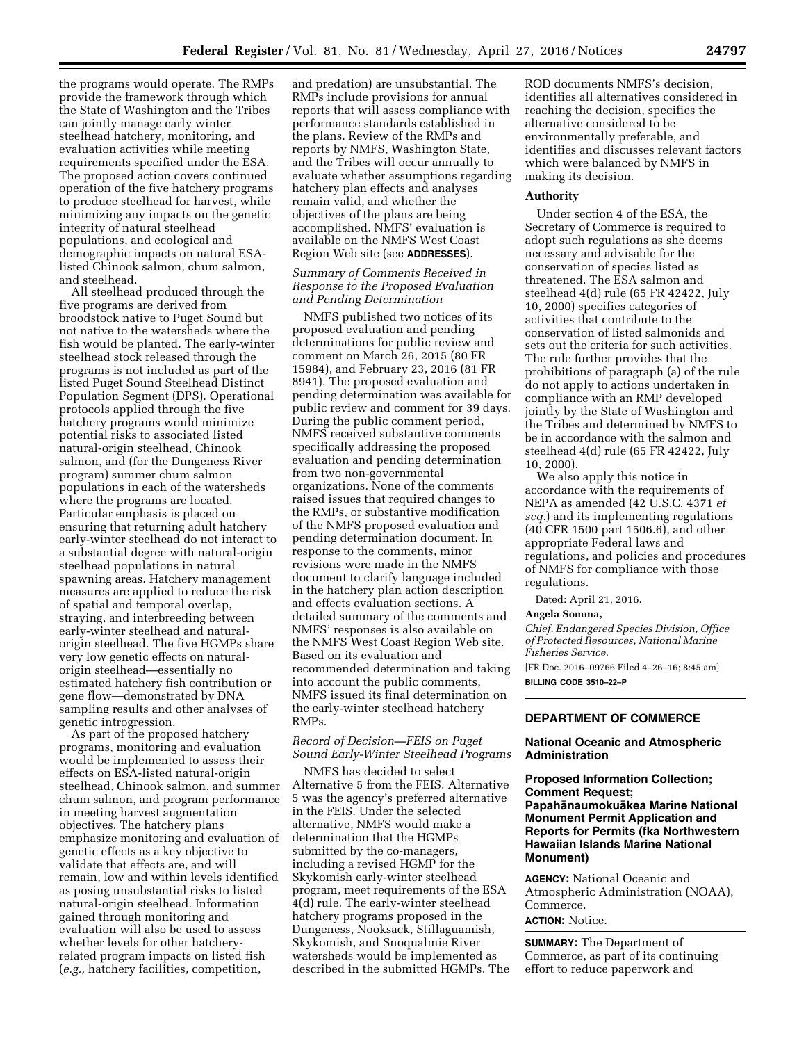the programs would operate. The RMPs provide the framework through which the State of Washington and the Tribes can jointly manage early winter steelhead hatchery, monitoring, and evaluation activities while meeting requirements specified under the ESA. The proposed action covers continued operation of the five hatchery programs to produce steelhead for harvest, while minimizing any impacts on the genetic integrity of natural steelhead populations, and ecological and demographic impacts on natural ESA-listed Chinook salmon, chum salmon, and steelhead.

All steelhead produced through the five programs are derived from broodstock native to Puget Sound but not native to the watersheds where the fish would be planted. The early-winter steelhead stock released through the programs is not included as part of the listed Puget Sound Steelhead Distinct Population Segment (DPS). Operational protocols applied through the five hatchery programs would minimize potential risks to associated listed natural-origin steelhead, Chinook salmon, and (for the Dungeness River program) summer chum salmon populations in each of the watersheds where the programs are located. Particular emphasis is placed on ensuring that returning adult hatchery early-winter steelhead do not interact to a substantial degree with natural-origin steelhead populations in natural spawning areas. Hatchery management measures are applied to reduce the risk of spatial and temporal overlap, straying, and interbreeding between early-winter steelhead and natural-origin steelhead. The five HGMPs share very low genetic effects on natural-origin steelhead—essentially no estimated hatchery fish contribution or gene flow—demonstrated by DNA sampling results and other analyses of genetic introgression.

As part of the proposed hatchery programs, monitoring and evaluation would be implemented to assess their effects on ESA-listed natural-origin steelhead, Chinook salmon, and summer chum salmon, and program performance in meeting harvest augmentation objectives. The hatchery plans emphasize monitoring and evaluation of genetic effects as a key objective to validate that effects are, and will remain, low and within levels identified as posing unsubstantial risks to listed natural-origin steelhead. Information gained through monitoring and evaluation will also be used to assess whether levels for other hatchery-related program impacts on listed fish (*e.g.,* hatchery facilities, competition, and predation) are unsubstantial. The RMPs include provisions for annual reports that will assess compliance with performance standards established in the plans. Review of the RMPs and reports by NMFS, Washington State, and the Tribes will occur annually to evaluate whether assumptions regarding hatchery plan effects and analyses remain valid, and whether the objectives of the plans are being accomplished. NMFS' evaluation is available on the NMFS West Coast Region Web site (see **ADDRESSES**).

*Summary of Comments Received in Response to the Proposed Evaluation and Pending Determination*

NMFS published two notices of its proposed evaluation and pending determinations for public review and comment on March 26, 2015 (80 FR 15984), and February 23, 2016 (81 FR 8941). The proposed evaluation and pending determination was available for public review and comment for 39 days. During the public comment period, NMFS received substantive comments specifically addressing the proposed evaluation and pending determination from two non-governmental organizations. None of the comments raised issues that required changes to the RMPs, or substantive modification of the NMFS proposed evaluation and pending determination document. In response to the comments, minor revisions were made in the NMFS document to clarify language included in the hatchery plan action description and effects evaluation sections. A detailed summary of the comments and NMFS' responses is also available on the NMFS West Coast Region Web site. Based on its evaluation and recommended determination and taking into account the public comments, NMFS issued its final determination on the early-winter steelhead hatchery RMPs.

*Record of Decision—FEIS on Puget Sound Early-Winter Steelhead Programs*

NMFS has decided to select Alternative 5 from the FEIS. Alternative 5 was the agency's preferred alternative in the FEIS. Under the selected alternative, NMFS would make a determination that the HGMPs submitted by the co-managers, including a revised HGMP for the Skykomish early-winter steelhead program, meet requirements of the ESA 4(d) rule. The early-winter steelhead hatchery programs proposed in the Dungeness, Nooksack, Stillaguamish, Skykomish, and Snoqualmie River watersheds would be implemented as described in the submitted HGMPs. The ROD documents NMFS's decision, identifies all alternatives considered in reaching the decision, specifies the alternative considered to be environmentally preferable, and identifies and discusses relevant factors which were balanced by NMFS in making its decision.

**Authority**

Under section 4 of the ESA, the Secretary of Commerce is required to adopt such regulations as she deems necessary and advisable for the conservation of species listed as threatened. The ESA salmon and steelhead 4(d) rule (65 FR 42422, July 10, 2000) specifies categories of activities that contribute to the conservation of listed salmonids and sets out the criteria for such activities. The rule further provides that the prohibitions of paragraph (a) of the rule do not apply to actions undertaken in compliance with an RMP developed jointly by the State of Washington and the Tribes and determined by NMFS to be in accordance with the salmon and steelhead 4(d) rule (65 FR 42422, July 10, 2000).

We also apply this notice in accordance with the requirements of NEPA as amended (42 U.S.C. 4371 *et seq.*) and its implementing regulations (40 CFR 1500 part 1506.6), and other appropriate Federal laws and regulations, and policies and procedures of NMFS for compliance with those regulations.

Dated: April 21, 2016.

**Angela Somma,**

*Chief, Endangered Species Division, Office of Protected Resources, National Marine Fisheries Service.*

[FR Doc. 2016–09766 Filed 4–26–16; 8:45 am]

**BILLING CODE 3510–22–P**

---

## DEPARTMENT OF COMMERCE

### National Oceanic and Atmospheric Administration

### Proposed Information Collection; Comment Request; Papahānaumokuākea Marine National Monument Permit Application and Reports for Permits (fka Northwestern Hawaiian Islands Marine National Monument)

**AGENCY:** National Oceanic and Atmospheric Administration (NOAA), Commerce.

**ACTION:** Notice.

**SUMMARY:** The Department of Commerce, as part of its continuing effort to reduce paperwork and